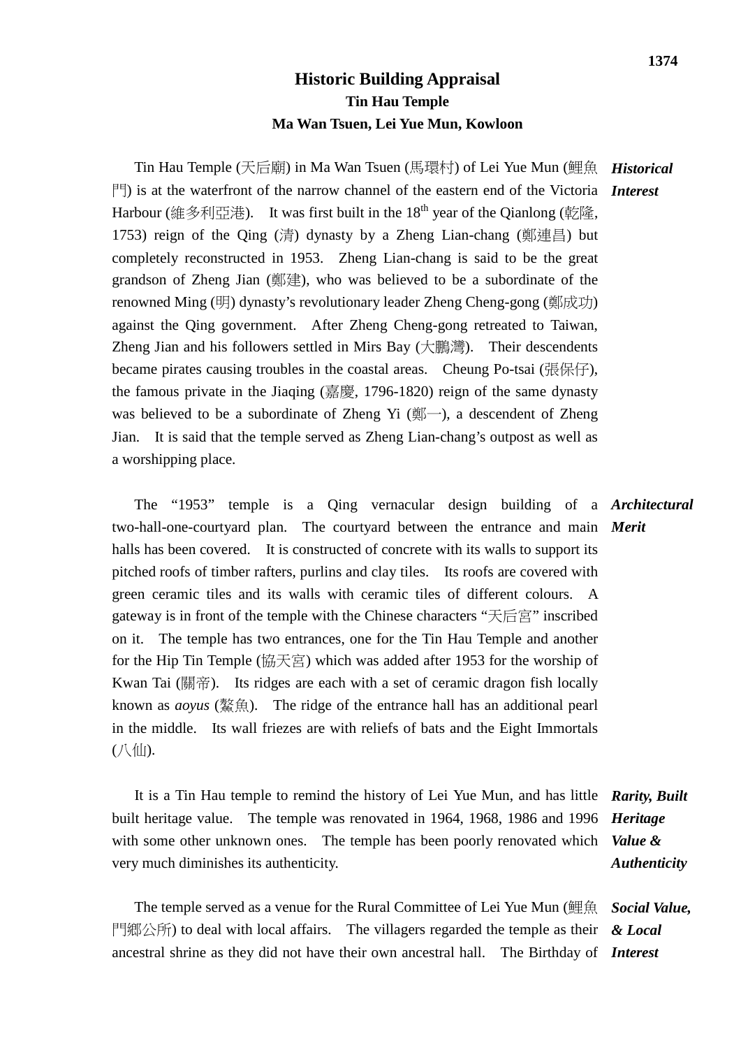# Historic Building Appraisal
## Tin Hau Temple
## Ma Wan Tsuen, Lei Yue Mun, Kowloon

***Historical Interest***

Tin Hau Temple (天后廟) in Ma Wan Tsuen (馬環村) of Lei Yue Mun (鯉魚門) is at the waterfront of the narrow channel of the eastern end of the Victoria Harbour (維多利亞港). It was first built in the 18th year of the Qianlong (乾隆, 1753) reign of the Qing (清) dynasty by a Zheng Lian-chang (鄭連昌) but completely reconstructed in 1953. Zheng Lian-chang is said to be the great grandson of Zheng Jian (鄭建), who was believed to be a subordinate of the renowned Ming (明) dynasty's revolutionary leader Zheng Cheng-gong (鄭成功) against the Qing government. After Zheng Cheng-gong retreated to Taiwan, Zheng Jian and his followers settled in Mirs Bay (大鵬灣). Their descendents became pirates causing troubles in the coastal areas. Cheung Po-tsai (張保仔), the famous private in the Jiaqing (嘉慶, 1796-1820) reign of the same dynasty was believed to be a subordinate of Zheng Yi (鄭一), a descendent of Zheng Jian. It is said that the temple served as Zheng Lian-chang's outpost as well as a worshipping place.

***Architectural Merit***

The "1953" temple is a Qing vernacular design building of a two-hall-one-courtyard plan. The courtyard between the entrance and main halls has been covered. It is constructed of concrete with its walls to support its pitched roofs of timber rafters, purlins and clay tiles. Its roofs are covered with green ceramic tiles and its walls with ceramic tiles of different colours. A gateway is in front of the temple with the Chinese characters "天后宮" inscribed on it. The temple has two entrances, one for the Tin Hau Temple and another for the Hip Tin Temple (協天宮) which was added after 1953 for the worship of Kwan Tai (關帝). Its ridges are each with a set of ceramic dragon fish locally known as *aoyus* (鰲魚). The ridge of the entrance hall has an additional pearl in the middle. Its wall friezes are with reliefs of bats and the Eight Immortals (八仙).

***Rarity, Built Heritage Value & Authenticity***

It is a Tin Hau temple to remind the history of Lei Yue Mun, and has little built heritage value. The temple was renovated in 1964, 1968, 1986 and 1996 with some other unknown ones. The temple has been poorly renovated which very much diminishes its authenticity.

***Social Value, & Local Interest***

The temple served as a venue for the Rural Committee of Lei Yue Mun (鯉魚門鄉公所) to deal with local affairs. The villagers regarded the temple as their ancestral shrine as they did not have their own ancestral hall. The Birthday of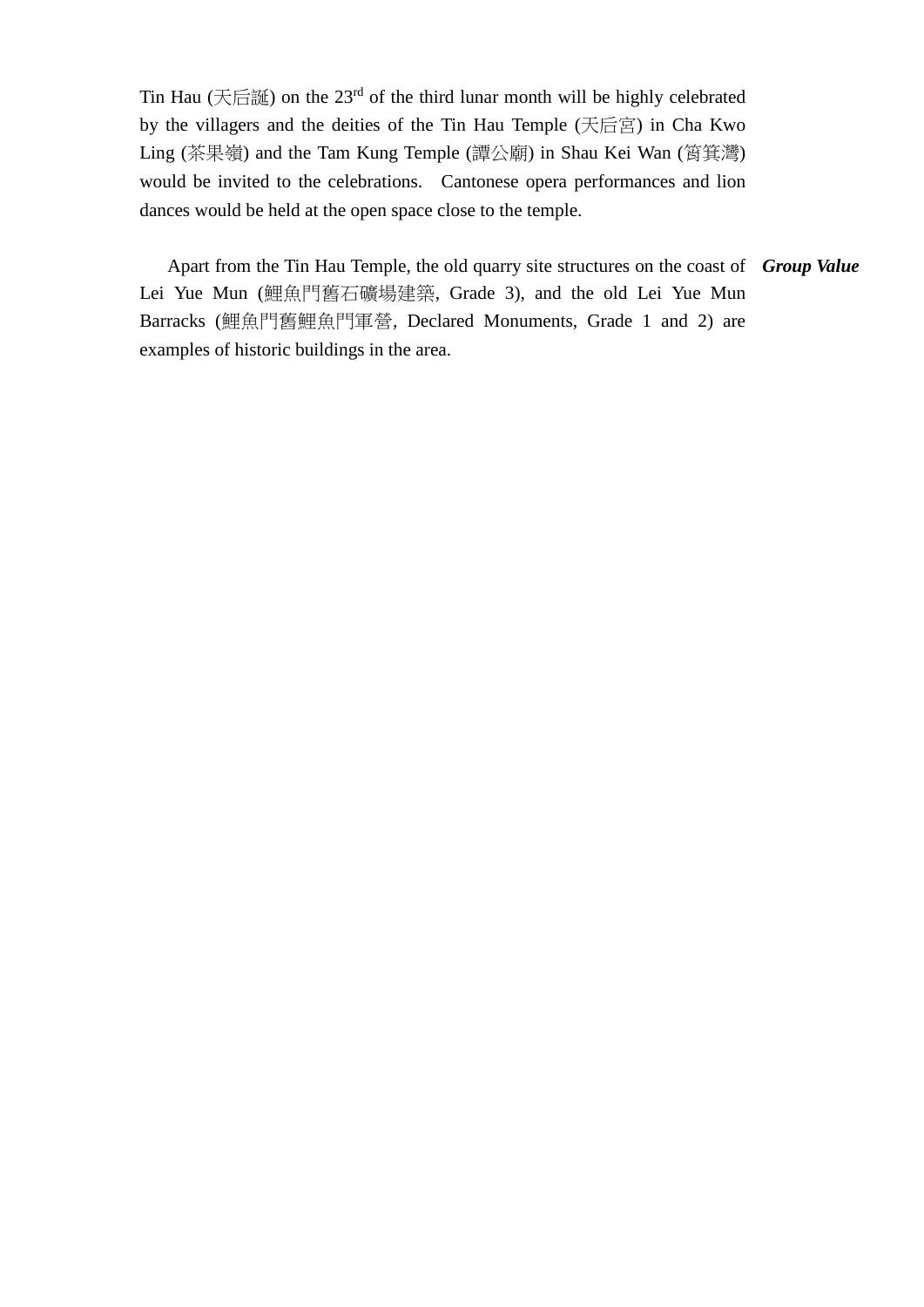Tin Hau (天后誕) on the 23rd of the third lunar month will be highly celebrated by the villagers and the deities of the Tin Hau Temple (天后宮) in Cha Kwo Ling (茶果嶺) and the Tam Kung Temple (譚公廟) in Shau Kei Wan (筲箕灣) would be invited to the celebrations. Cantonese opera performances and lion dances would be held at the open space close to the temple.

***Group Value***

Apart from the Tin Hau Temple, the old quarry site structures on the coast of Lei Yue Mun (鯉魚門舊石礦場建築, Grade 3), and the old Lei Yue Mun Barracks (鯉魚門舊鯉魚門軍營, Declared Monuments, Grade 1 and 2) are examples of historic buildings in the area.